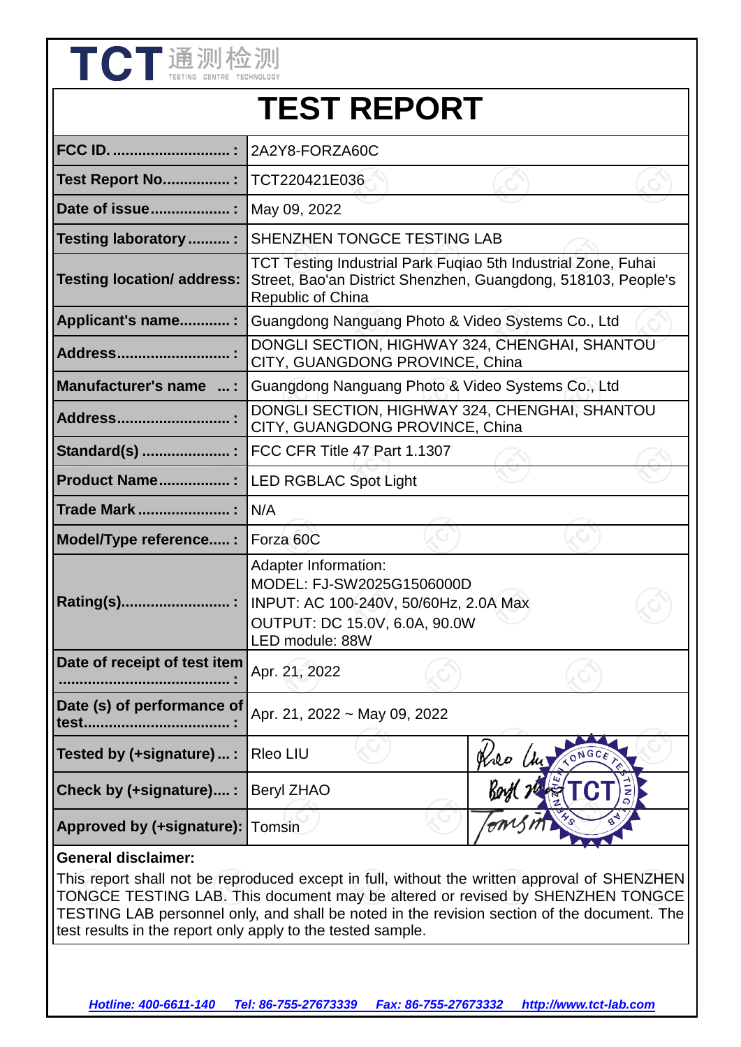TCT 通测检测 TESTING CENTRE TECHNOLOGY

# TEST REPORT

| | |
|---|---|
| **FCC ID. ............................ :** | 2A2Y8-FORZA60C |
| **Test Report No................ :** | TCT220421E036 |
| **Date of issue................... :** | May 09, 2022 |
| **Testing laboratory .......... :** | SHENZHEN TONGCE TESTING LAB |
| **Testing location/ address:** | TCT Testing Industrial Park Fuqiao 5th Industrial Zone, Fuhai Street, Bao'an District Shenzhen, Guangdong, 518103, People's Republic of China |
| **Applicant's name............ :** | Guangdong Nanguang Photo & Video Systems Co., Ltd |
| **Address.......................... :** | DONGLI SECTION, HIGHWAY 324, CHENGHAI, SHANTOU CITY, GUANGDONG PROVINCE, China |
| **Manufacturer's name ... :** | Guangdong Nanguang Photo & Video Systems Co., Ltd |
| **Address.......................... :** | DONGLI SECTION, HIGHWAY 324, CHENGHAI, SHANTOU CITY, GUANGDONG PROVINCE, China |
| **Standard(s) ..................... :** | FCC CFR Title 47 Part 1.1307 |
| **Product Name................. :** | LED RGBLAC Spot Light |
| **Trade Mark ...................... :** | N/A |
| **Model/Type reference..... :** | Forza 60C |
| **Rating(s).......................... :** | Adapter Information:<br>MODEL: FJ-SW2025G1506000D<br>INPUT: AC 100-240V, 50/60Hz, 2.0A Max<br>OUTPUT: DC 15.0V, 6.0A, 90.0W<br>LED module: 88W |
| **Date of receipt of test item ......................................... :** | Apr. 21, 2022 |
| **Date (s) of performance of test................................... :** | Apr. 21, 2022 ~ May 09, 2022 |
| **Tested by (+signature) ... :** | Rleo LIU |
| **Check by (+signature).... :** | Beryl ZHAO |
| **Approved by (+signature):** | Tomsin |

**General disclaimer:**

This report shall not be reproduced except in full, without the written approval of SHENZHEN TONGCE TESTING LAB. This document may be altered or revised by SHENZHEN TONGCE TESTING LAB personnel only, and shall be noted in the revision section of the document. The test results in the report only apply to the tested sample.

*Hotline: 400-6611-140 Tel: 86-755-27673339 Fax: 86-755-27673332 http://www.tct-lab.com*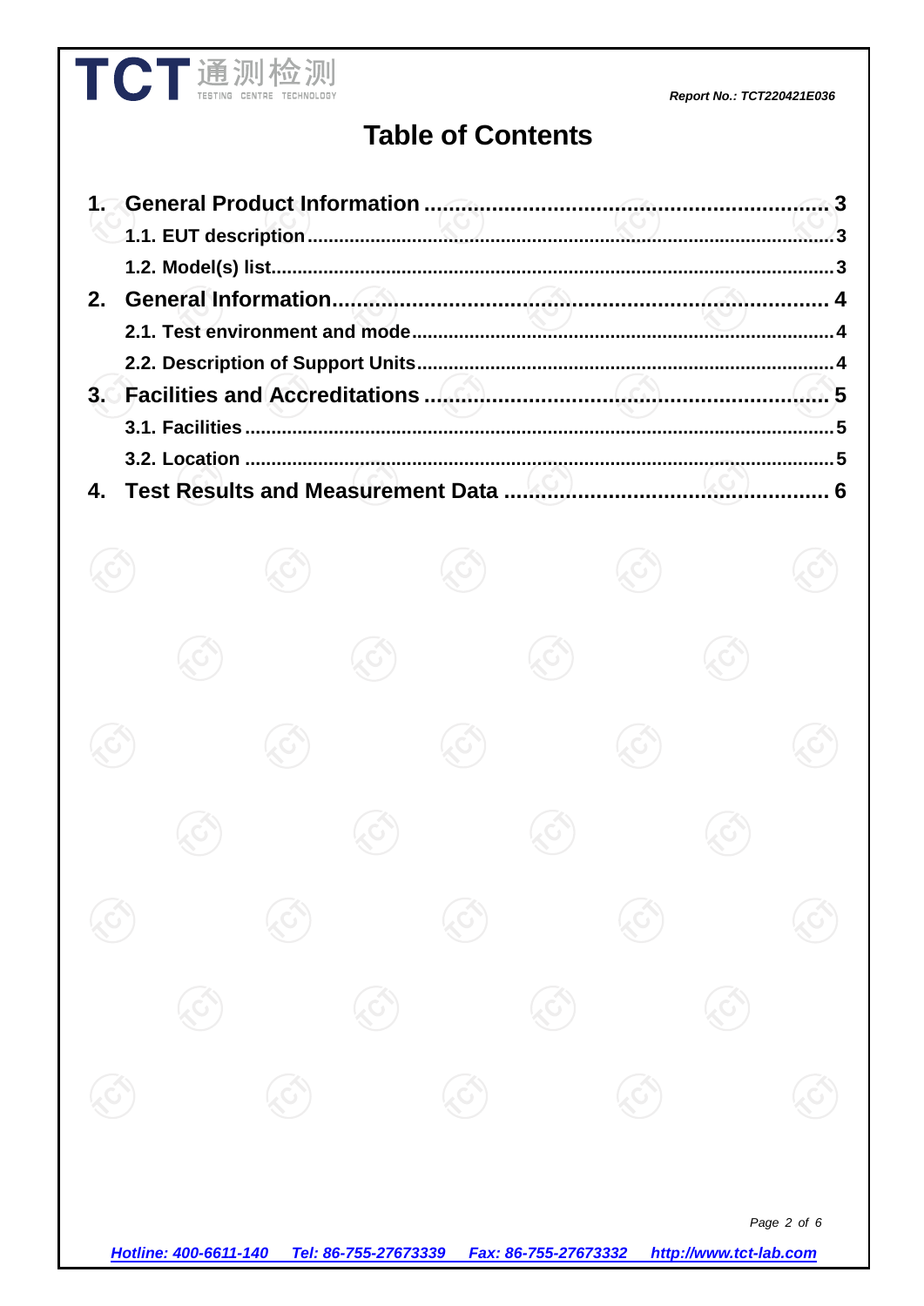# Table of Contents

1. **General Product Information** ............ 3
   - **1.1. EUT description** ............ 3
   - **1.2. Model(s) list** ............ 3
2. **General Information** ............ 4
   - **2.1. Test environment and mode** ............ 4
   - **2.2. Description of Support Units** ............ 4
3. **Facilities and Accreditations** ............ 5
   - **3.1. Facilities** ............ 5
   - **3.2. Location** ............ 5
4. **Test Results and Measurement Data** ............ 6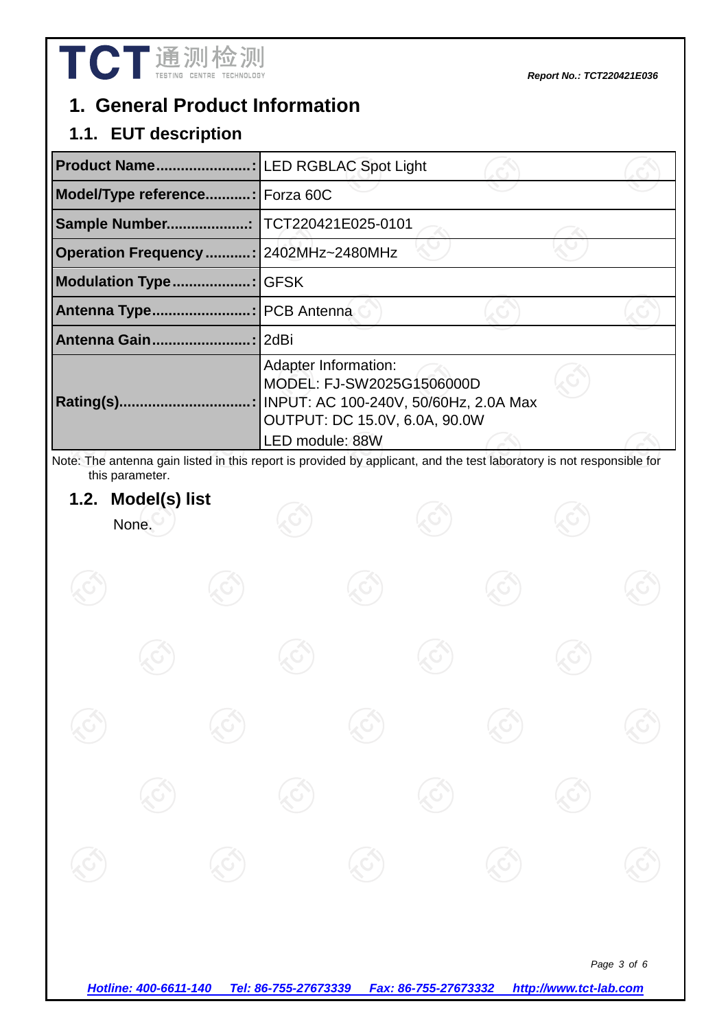# 1. General Product Information

## 1.1. EUT description

| | |
|---|---|
| **Product Name........................:** | LED RGBLAC Spot Light |
| **Model/Type reference...........:** | Forza 60C |
| **Sample Number....................:** | TCT220421E025-0101 |
| **Operation Frequency...........:** | 2402MHz~2480MHz |
| **Modulation Type...................:** | GFSK |
| **Antenna Type........................:** | PCB Antenna |
| **Antenna Gain........................:** | 2dBi |
| **Rating(s)................................:** | Adapter Information:<br>MODEL: FJ-SW2025G1506000D<br>INPUT: AC 100-240V, 50/60Hz, 2.0A Max<br>OUTPUT: DC 15.0V, 6.0A, 90.0W<br>LED module: 88W |

Note: The antenna gain listed in this report is provided by applicant, and the test laboratory is not responsible for this parameter.

## 1.2. Model(s) list

None.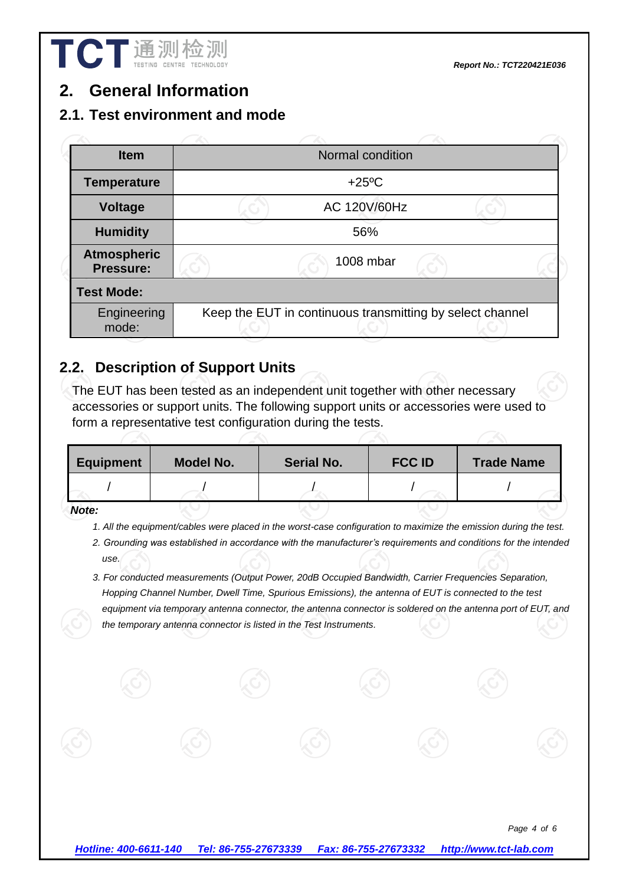## 2. General Information

### 2.1. Test environment and mode

| Item | Normal condition |
|---|---|
| **Temperature** | +25ºC |
| **Voltage** | AC 120V/60Hz |
| **Humidity** | 56% |
| **Atmospheric Pressure:** | 1008 mbar |
| **Test Mode:** | |
| Engineering mode: | Keep the EUT in continuous transmitting by select channel |

### 2.2. Description of Support Units

The EUT has been tested as an independent unit together with other necessary accessories or support units. The following support units or accessories were used to form a representative test configuration during the tests.

| Equipment | Model No. | Serial No. | FCC ID | Trade Name |
|---|---|---|---|---|
| / | / | / | / | / |

***Note:***

1. *All the equipment/cables were placed in the worst-case configuration to maximize the emission during the test.*
2. *Grounding was established in accordance with the manufacturer's requirements and conditions for the intended use.*
3. *For conducted measurements (Output Power, 20dB Occupied Bandwidth, Carrier Frequencies Separation, Hopping Channel Number, Dwell Time, Spurious Emissions), the antenna of EUT is connected to the test equipment via temporary antenna connector, the antenna connector is soldered on the antenna port of EUT, and the temporary antenna connector is listed in the Test Instruments.*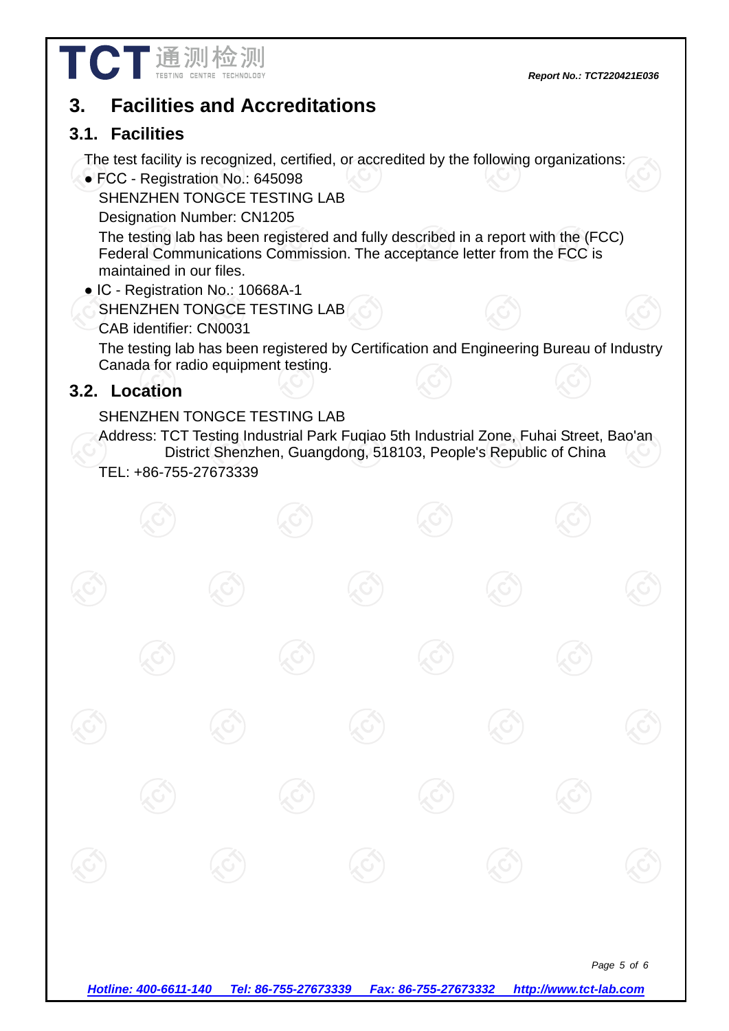# 3. Facilities and Accreditations

## 3.1. Facilities

The test facility is recognized, certified, or accredited by the following organizations:

- FCC - Registration No.: 645098
  SHENZHEN TONGCE TESTING LAB
  Designation Number: CN1205
  The testing lab has been registered and fully described in a report with the (FCC) Federal Communications Commission. The acceptance letter from the FCC is maintained in our files.
- IC - Registration No.: 10668A-1
  SHENZHEN TONGCE TESTING LAB
  CAB identifier: CN0031
  The testing lab has been registered by Certification and Engineering Bureau of Industry Canada for radio equipment testing.

## 3.2. Location

SHENZHEN TONGCE TESTING LAB

Address: TCT Testing Industrial Park Fuqiao 5th Industrial Zone, Fuhai Street, Bao'an District Shenzhen, Guangdong, 518103, People's Republic of China

TEL: +86-755-27673339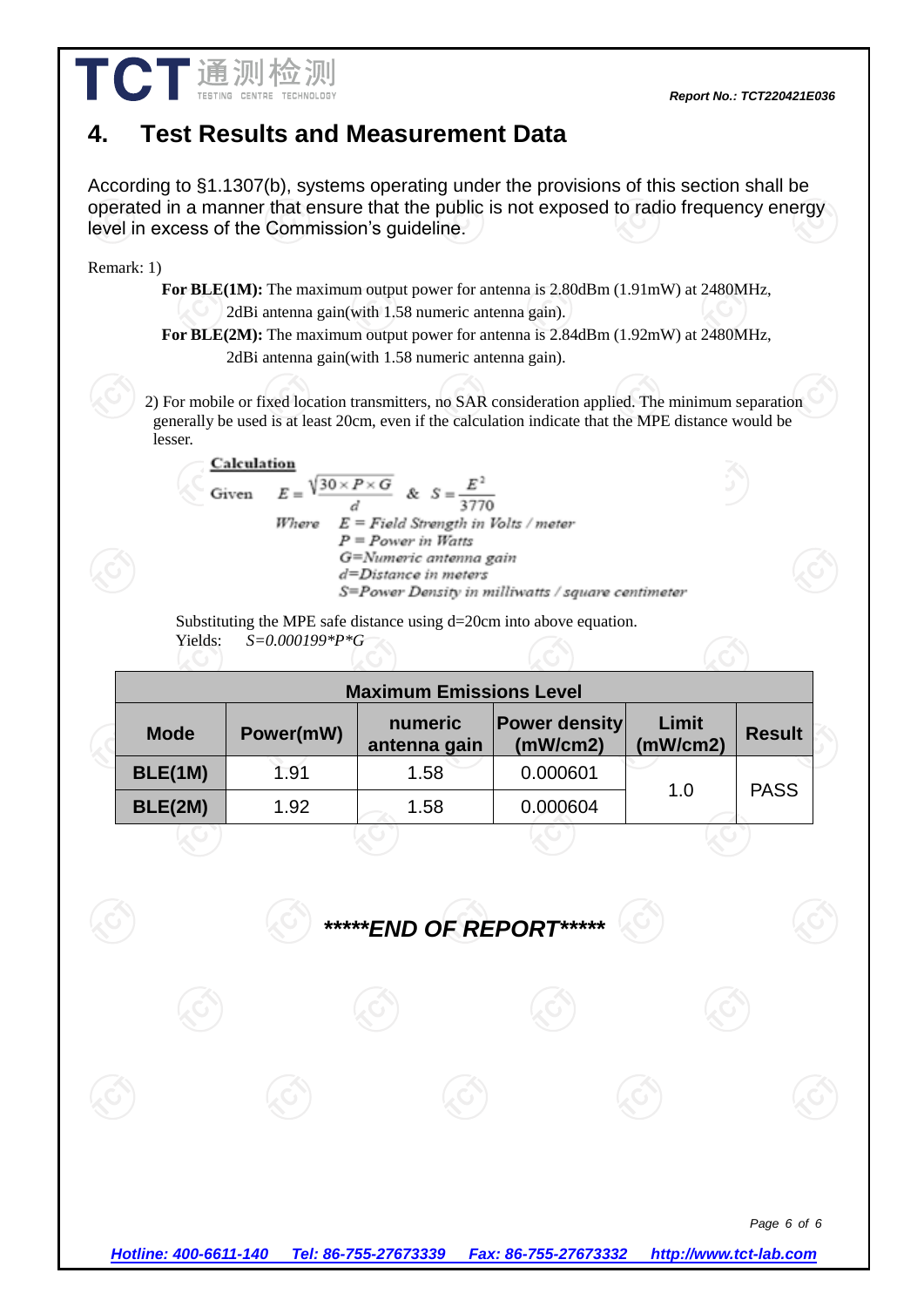# 4. Test Results and Measurement Data

According to §1.1307(b), systems operating under the provisions of this section shall be operated in a manner that ensure that the public is not exposed to radio frequency energy level in excess of the Commission's guideline.

Remark: 1)

**For BLE(1M):** The maximum output power for antenna is 2.80dBm (1.91mW) at 2480MHz, 2dBi antenna gain(with 1.58 numeric antenna gain).

**For BLE(2M):** The maximum output power for antenna is 2.84dBm (1.92mW) at 2480MHz, 2dBi antenna gain(with 1.58 numeric antenna gain).

2) For mobile or fixed location transmitters, no SAR consideration applied. The minimum separation generally be used is at least 20cm, even if the calculation indicate that the MPE distance would be lesser.

**Calculation**

Given $E = \frac{\sqrt{30 \times P \times G}}{d}$ & $S = \frac{E^2}{3770}$

*Where* $E$ = *Field Strength in Volts / meter*

$P$ = *Power in Watts*

$G$=*Numeric antenna gain*

$d$=*Distance in meters*

$S$=*Power Density in milliwatts / square centimeter*

Substituting the MPE safe distance using d=20cm into above equation.

Yields: *S=0.000199\*P\*G*

| Maximum Emissions Level | | | | | |
|---|---|---|---|---|---|
| **Mode** | **Power(mW)** | **numeric antenna gain** | **Power density (mW/cm2)** | **Limit (mW/cm2)** | **Result** |
| **BLE(1M)** | 1.91 | 1.58 | 0.000601 | 1.0 | PASS |
| **BLE(2M)** | 1.92 | 1.58 | 0.000604 | | |

***\*\*\*\*\*END OF REPORT\*\*\*\*\****